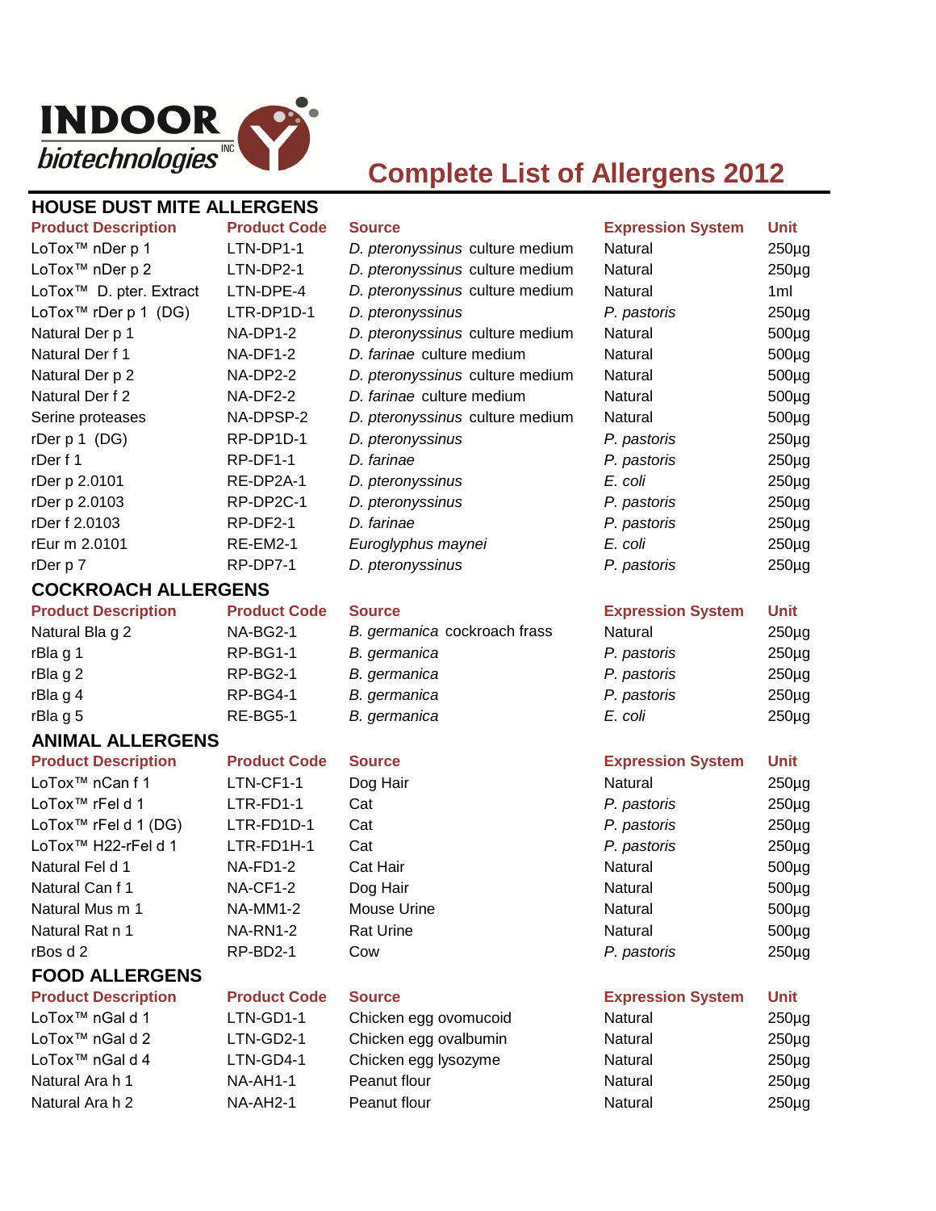INDOOR biotechnologies INC

# Complete List of Allergens 2012

## HOUSE DUST MITE ALLERGENS

| Product Description | Product Code | Source | Expression System | Unit |
|---|---|---|---|---|
| LoTox™ nDer p 1 | LTN-DP1-1 | *D. pteronyssinus* culture medium | Natural | 250µg |
| LoTox™ nDer p 2 | LTN-DP2-1 | *D. pteronyssinus* culture medium | Natural | 250µg |
| LoTox™ D. pter. Extract | LTN-DPE-4 | *D. pteronyssinus* culture medium | Natural | 1ml |
| LoTox™ rDer p 1 (DG) | LTR-DP1D-1 | *D. pteronyssinus* | *P. pastoris* | 250µg |
| Natural Der p 1 | NA-DP1-2 | *D. pteronyssinus* culture medium | Natural | 500µg |
| Natural Der f 1 | NA-DF1-2 | *D. farinae* culture medium | Natural | 500µg |
| Natural Der p 2 | NA-DP2-2 | *D. pteronyssinus* culture medium | Natural | 500µg |
| Natural Der f 2 | NA-DF2-2 | *D. farinae* culture medium | Natural | 500µg |
| Serine proteases | NA-DPSP-2 | *D. pteronyssinus* culture medium | Natural | 500µg |
| rDer p 1 (DG) | RP-DP1D-1 | *D. pteronyssinus* | *P. pastoris* | 250µg |
| rDer f 1 | RP-DF1-1 | *D. farinae* | *P. pastoris* | 250µg |
| rDer p 2.0101 | RE-DP2A-1 | *D. pteronyssinus* | *E. coli* | 250µg |
| rDer p 2.0103 | RP-DP2C-1 | *D. pteronyssinus* | *P. pastoris* | 250µg |
| rDer f 2.0103 | RP-DF2-1 | *D. farinae* | *P. pastoris* | 250µg |
| rEur m 2.0101 | RE-EM2-1 | *Euroglyphus maynei* | *E. coli* | 250µg |
| rDer p 7 | RP-DP7-1 | *D. pteronyssinus* | *P. pastoris* | 250µg |

## COCKROACH ALLERGENS

| Product Description | Product Code | Source | Expression System | Unit |
|---|---|---|---|---|
| Natural Bla g 2 | NA-BG2-1 | *B. germanica* cockroach frass | Natural | 250µg |
| rBla g 1 | RP-BG1-1 | *B. germanica* | *P. pastoris* | 250µg |
| rBla g 2 | RP-BG2-1 | *B. germanica* | *P. pastoris* | 250µg |
| rBla g 4 | RP-BG4-1 | *B. germanica* | *P. pastoris* | 250µg |
| rBla g 5 | RE-BG5-1 | *B. germanica* | *E. coli* | 250µg |

## ANIMAL ALLERGENS

| Product Description | Product Code | Source | Expression System | Unit |
|---|---|---|---|---|
| LoTox™ nCan f 1 | LTN-CF1-1 | Dog Hair | Natural | 250µg |
| LoTox™ rFel d 1 | LTR-FD1-1 | Cat | *P. pastoris* | 250µg |
| LoTox™ rFel d 1 (DG) | LTR-FD1D-1 | Cat | *P. pastoris* | 250µg |
| LoTox™ H22-rFel d 1 | LTR-FD1H-1 | Cat | *P. pastoris* | 250µg |
| Natural Fel d 1 | NA-FD1-2 | Cat Hair | Natural | 500µg |
| Natural Can f 1 | NA-CF1-2 | Dog Hair | Natural | 500µg |
| Natural Mus m 1 | NA-MM1-2 | Mouse Urine | Natural | 500µg |
| Natural Rat n 1 | NA-RN1-2 | Rat Urine | Natural | 500µg |
| rBos d 2 | RP-BD2-1 | Cow | *P. pastoris* | 250µg |

## FOOD ALLERGENS

| Product Description | Product Code | Source | Expression System | Unit |
|---|---|---|---|---|
| LoTox™ nGal d 1 | LTN-GD1-1 | Chicken egg ovomucoid | Natural | 250µg |
| LoTox™ nGal d 2 | LTN-GD2-1 | Chicken egg ovalbumin | Natural | 250µg |
| LoTox™ nGal d 4 | LTN-GD4-1 | Chicken egg lysozyme | Natural | 250µg |
| Natural Ara h 1 | NA-AH1-1 | Peanut flour | Natural | 250µg |
| Natural Ara h 2 | NA-AH2-1 | Peanut flour | Natural | 250µg |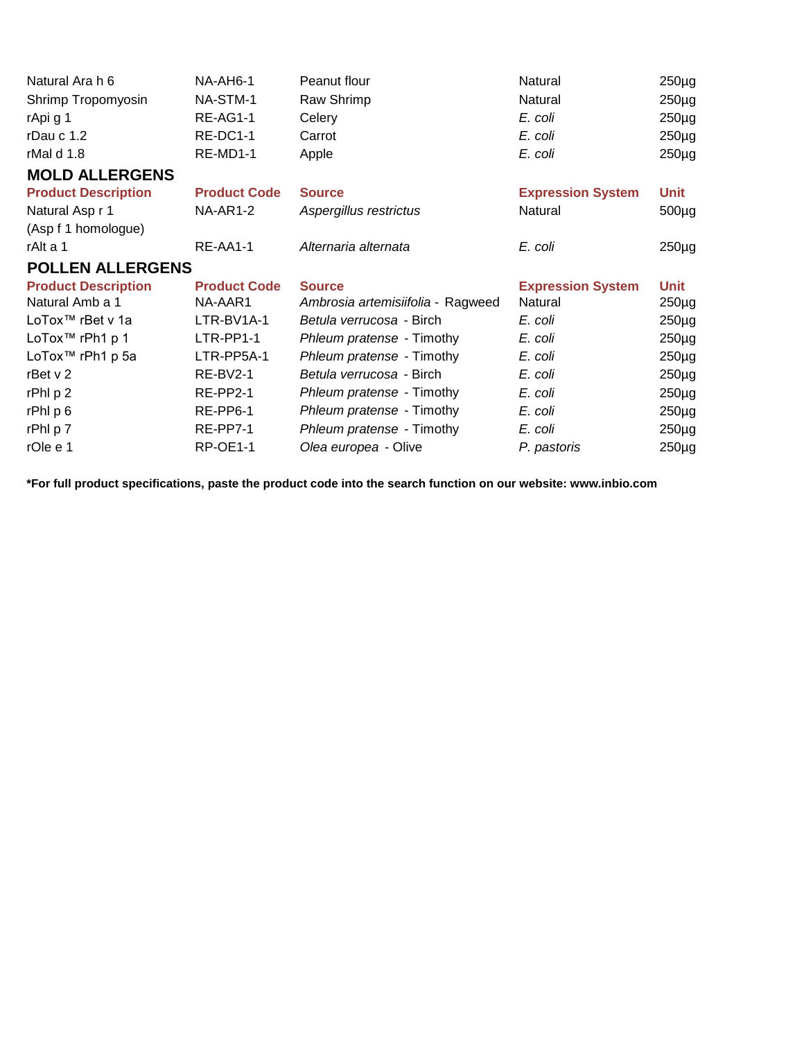| | | | | |
|---|---|---|---|---|
| Natural Ara h 6 | NA-AH6-1 | Peanut flour | Natural | 250µg |
| Shrimp Tropomyosin | NA-STM-1 | Raw Shrimp | Natural | 250µg |
| rApi g 1 | RE-AG1-1 | Celery | *E. coli* | 250µg |
| rDau c 1.2 | RE-DC1-1 | Carrot | *E. coli* | 250µg |
| rMal d 1.8 | RE-MD1-1 | Apple | *E. coli* | 250µg |

## MOLD ALLERGENS

| Product Description | Product Code | Source | Expression System | Unit |
|---|---|---|---|---|
| Natural Asp r 1 (Asp f 1 homologue) | NA-AR1-2 | *Aspergillus restrictus* | Natural | 500µg |
| rAlt a 1 | RE-AA1-1 | *Alternaria alternata* | *E. coli* | 250µg |

## POLLEN ALLERGENS

| Product Description | Product Code | Source | Expression System | Unit |
|---|---|---|---|---|
| Natural Amb a 1 | NA-AAR1 | *Ambrosia artemisiifolia* - Ragweed | Natural | 250µg |
| LoTox™ rBet v 1a | LTR-BV1A-1 | *Betula verrucosa* - Birch | *E. coli* | 250µg |
| LoTox™ rPh1 p 1 | LTR-PP1-1 | *Phleum pratense* - Timothy | *E. coli* | 250µg |
| LoTox™ rPh1 p 5a | LTR-PP5A-1 | *Phleum pratense* - Timothy | *E. coli* | 250µg |
| rBet v 2 | RE-BV2-1 | *Betula verrucosa* - Birch | *E. coli* | 250µg |
| rPhl p 2 | RE-PP2-1 | *Phleum pratense* - Timothy | *E. coli* | 250µg |
| rPhl p 6 | RE-PP6-1 | *Phleum pratense* - Timothy | *E. coli* | 250µg |
| rPhl p 7 | RE-PP7-1 | *Phleum pratense* - Timothy | *E. coli* | 250µg |
| rOle e 1 | RP-OE1-1 | *Olea europea* - Olive | *P. pastoris* | 250µg |

**\*For full product specifications, paste the product code into the search function on our website: www.inbio.com**